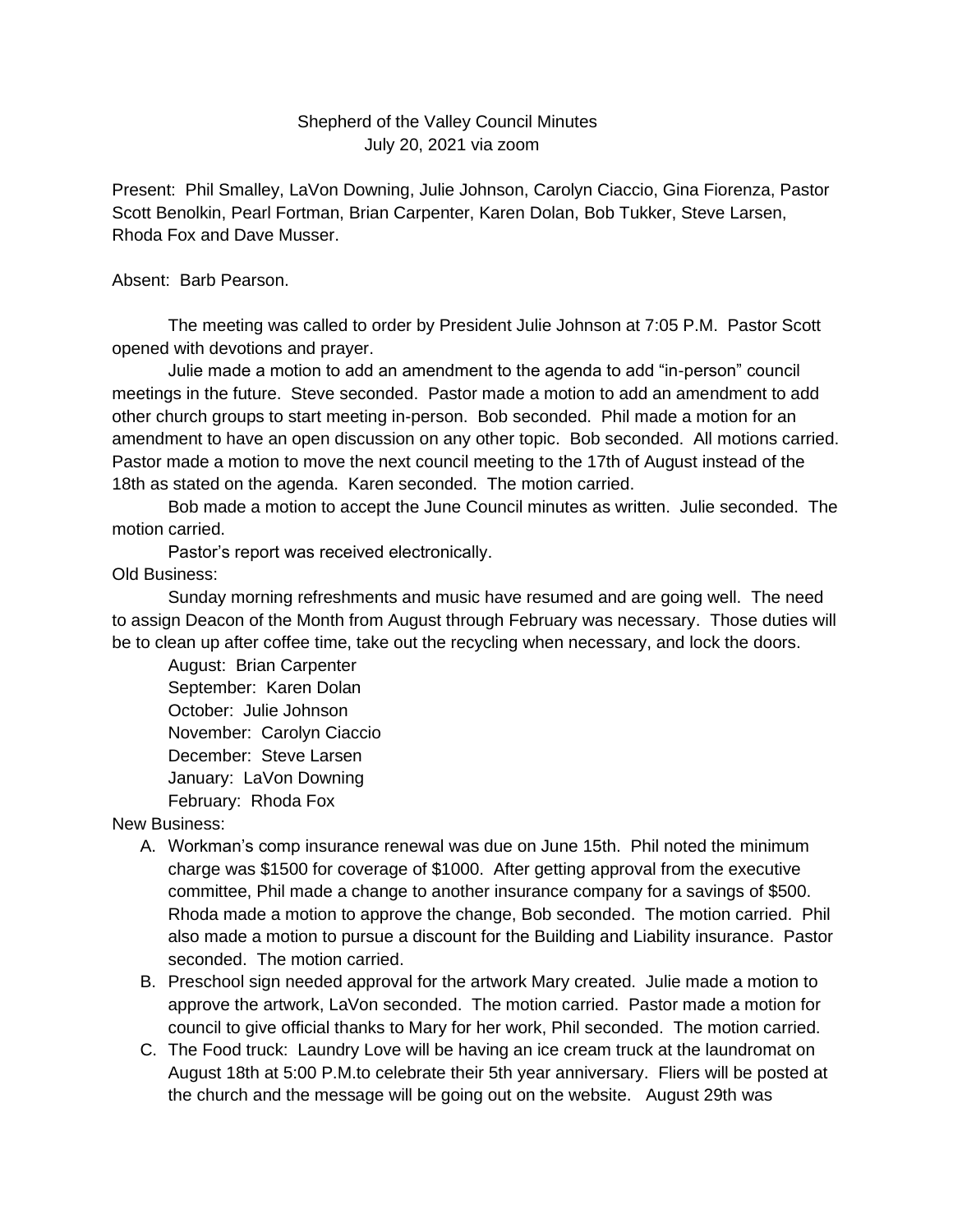Shepherd of the Valley Council Minutes
July 20, 2021 via zoom

Present: Phil Smalley, LaVon Downing, Julie Johnson, Carolyn Ciaccio, Gina Fiorenza, Pastor Scott Benolkin, Pearl Fortman, Brian Carpenter, Karen Dolan, Bob Tukker, Steve Larsen, Rhoda Fox and Dave Musser.

Absent: Barb Pearson.

The meeting was called to order by President Julie Johnson at 7:05 P.M. Pastor Scott opened with devotions and prayer.

Julie made a motion to add an amendment to the agenda to add "in-person" council meetings in the future. Steve seconded. Pastor made a motion to add an amendment to add other church groups to start meeting in-person. Bob seconded. Phil made a motion for an amendment to have an open discussion on any other topic. Bob seconded. All motions carried. Pastor made a motion to move the next council meeting to the 17th of August instead of the 18th as stated on the agenda. Karen seconded. The motion carried.

Bob made a motion to accept the June Council minutes as written. Julie seconded. The motion carried.

Pastor's report was received electronically.

Old Business:

Sunday morning refreshments and music have resumed and are going well. The need to assign Deacon of the Month from August through February was necessary. Those duties will be to clean up after coffee time, take out the recycling when necessary, and lock the doors.

August: Brian Carpenter
September: Karen Dolan
October: Julie Johnson
November: Carolyn Ciaccio
December: Steve Larsen
January: LaVon Downing
February: Rhoda Fox

New Business:

A. Workman's comp insurance renewal was due on June 15th. Phil noted the minimum charge was $1500 for coverage of $1000. After getting approval from the executive committee, Phil made a change to another insurance company for a savings of $500. Rhoda made a motion to approve the change, Bob seconded. The motion carried. Phil also made a motion to pursue a discount for the Building and Liability insurance. Pastor seconded. The motion carried.
B. Preschool sign needed approval for the artwork Mary created. Julie made a motion to approve the artwork, LaVon seconded. The motion carried. Pastor made a motion for council to give official thanks to Mary for her work, Phil seconded. The motion carried.
C. The Food truck: Laundry Love will be having an ice cream truck at the laundromat on August 18th at 5:00 P.M.to celebrate their 5th year anniversary. Fliers will be posted at the church and the message will be going out on the website. August 29th was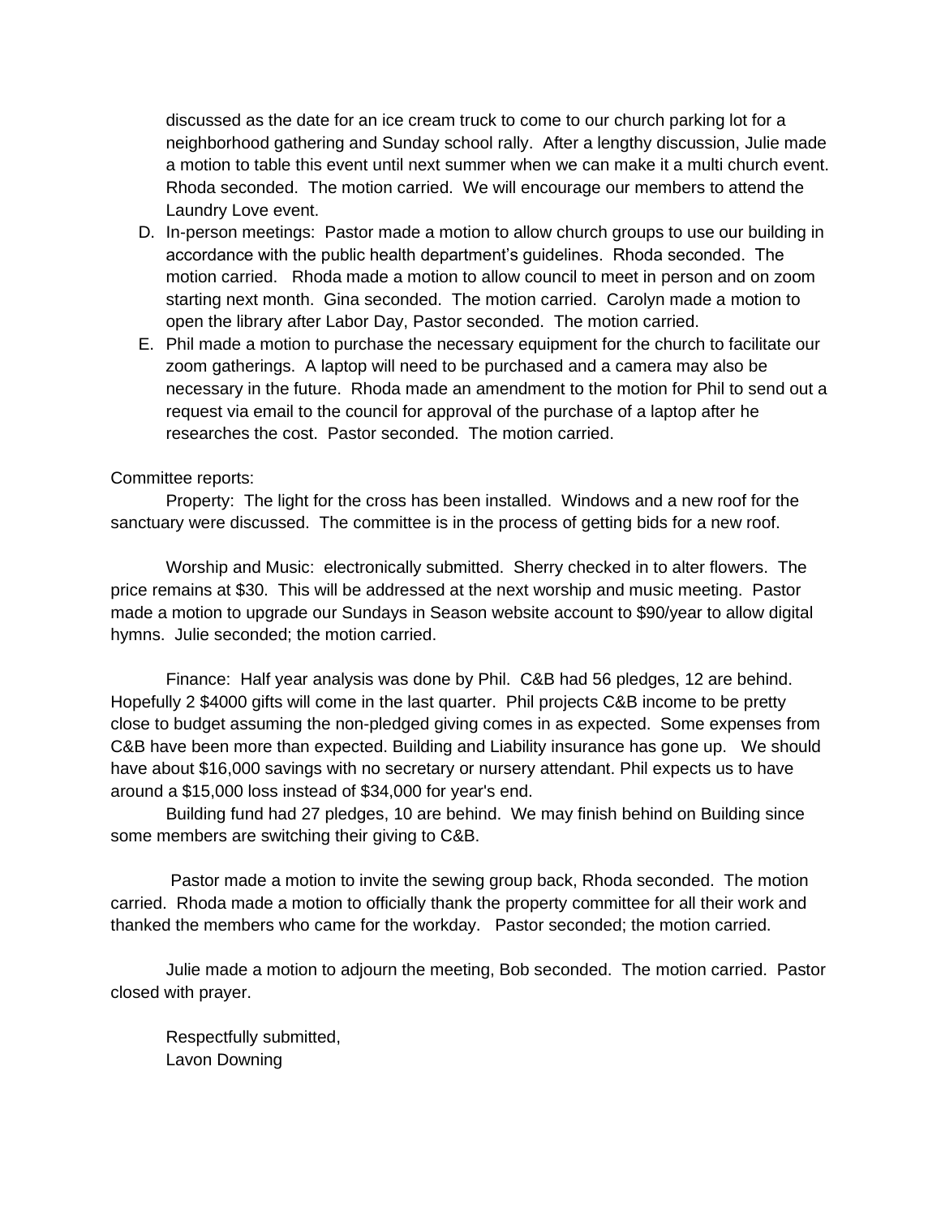discussed as the date for an ice cream truck to come to our church parking lot for a neighborhood gathering and Sunday school rally. After a lengthy discussion, Julie made a motion to table this event until next summer when we can make it a multi church event. Rhoda seconded. The motion carried. We will encourage our members to attend the Laundry Love event.

D. In-person meetings: Pastor made a motion to allow church groups to use our building in accordance with the public health department's guidelines. Rhoda seconded. The motion carried. Rhoda made a motion to allow council to meet in person and on zoom starting next month. Gina seconded. The motion carried. Carolyn made a motion to open the library after Labor Day, Pastor seconded. The motion carried.
E. Phil made a motion to purchase the necessary equipment for the church to facilitate our zoom gatherings. A laptop will need to be purchased and a camera may also be necessary in the future. Rhoda made an amendment to the motion for Phil to send out a request via email to the council for approval of the purchase of a laptop after he researches the cost. Pastor seconded. The motion carried.

Committee reports:

Property: The light for the cross has been installed. Windows and a new roof for the sanctuary were discussed. The committee is in the process of getting bids for a new roof.

Worship and Music: electronically submitted. Sherry checked in to alter flowers. The price remains at $30. This will be addressed at the next worship and music meeting. Pastor made a motion to upgrade our Sundays in Season website account to $90/year to allow digital hymns. Julie seconded; the motion carried.

Finance: Half year analysis was done by Phil. C&B had 56 pledges, 12 are behind. Hopefully 2 $4000 gifts will come in the last quarter. Phil projects C&B income to be pretty close to budget assuming the non-pledged giving comes in as expected. Some expenses from C&B have been more than expected. Building and Liability insurance has gone up. We should have about $16,000 savings with no secretary or nursery attendant. Phil expects us to have around a $15,000 loss instead of $34,000 for year's end.

Building fund had 27 pledges, 10 are behind. We may finish behind on Building since some members are switching their giving to C&B.

Pastor made a motion to invite the sewing group back, Rhoda seconded. The motion carried. Rhoda made a motion to officially thank the property committee for all their work and thanked the members who came for the workday. Pastor seconded; the motion carried.

Julie made a motion to adjourn the meeting, Bob seconded. The motion carried. Pastor closed with prayer.

Respectfully submitted,
Lavon Downing